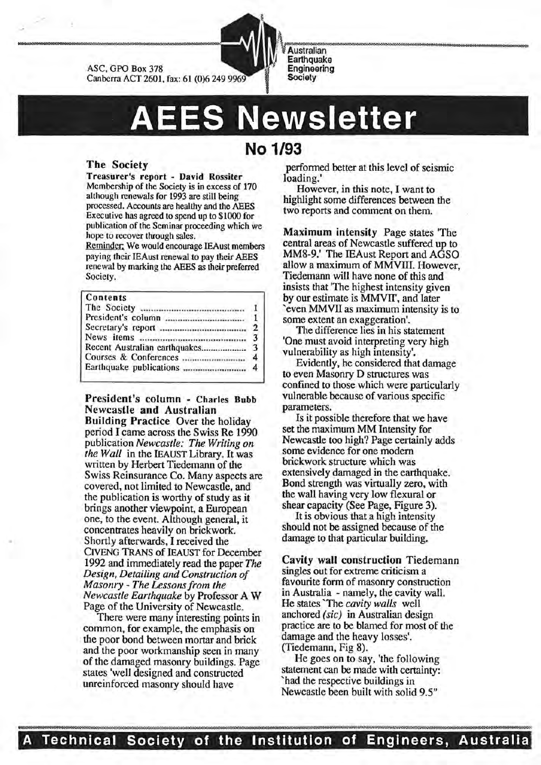ASC, GPO Box 378
Canberra ACT 2601, fax: 61 (0)6 249 9969

Australian Earthquake Engineering Society

# AEES Newsletter

## No 1/93

### The Society

**Treasurer's report - David Rossiter**
Membership of the Society is in excess of 170 although renewals for 1993 are still being processed. Accounts are healthy and the AEES Executive has agreed to spend up to $1000 for publication of the Seminar proceeding which we hope to recover through sales.

Reminder: We would encourage IEAust members paying their IEAust renewal to pay their AEES renewal by marking the AEES as their preferred Society.

| Contents | |
|---|---|
| The Society | 1 |
| President's column | 1 |
| Secretary's report | 2 |
| News items | 3 |
| Recent Australian earthquakes | 3 |
| Courses & Conferences | 4 |
| Earthquake publications | 4 |

### President's column - Charles Bubb

**Newcastle and Australian Building Practice** Over the holiday period I came across the Swiss Re 1990 publication *Newcastle: The Writing on the Wall* in the IEAUST Library. It was written by Herbert Tiedemann of the Swiss Reinsurance Co. Many aspects are covered, not limited to Newcastle, and the publication is worthy of study as it brings another viewpoint, a European one, to the event. Although general, it concentrates heavily on brickwork. Shortly afterwards, I received the CIVENG TRANS of IEAUST for December 1992 and immediately read the paper *The Design, Detailing and Construction of Masonry - The Lessons from the Newcastle Earthquake* by Professor A W Page of the University of Newcastle.

There were many interesting points in common, for example, the emphasis on the poor bond between mortar and brick and the poor workmanship seen in many of the damaged masonry buildings. Page states 'well designed and constructed unreinforced masonry should have performed better at this level of seismic loading.'

However, in this note, I want to highlight some differences between the two reports and comment on them.

**Maximum intensity** Page states 'The central areas of Newcastle suffered up to MM8-9.' The IEAust Report and AGSO allow a maximum of MMVIII. However, Tiedemann will have none of this and insists that 'The highest intensity given by our estimate is MMVII', and later 'even MMVII as maximum intensity is to some extent an exaggeration'.

The difference lies in his statement 'One must avoid interpreting very high vulnerability as high intensity'.

Evidently, he considered that damage to even Masonry D structures was confined to those which were particularly vulnerable because of various specific parameters.

Is it possible therefore that we have set the maximum MM Intensity for Newcastle too high? Page certainly adds some evidence for one modern brickwork structure which was extensively damaged in the earthquake. Bond strength was virtually zero, with the wall having very low flexural or shear capacity (See Page, Figure 3).

It is obvious that a high intensity should not be assigned because of the damage to that particular building.

**Cavity wall construction** Tiedemann singles out for extreme criticism a favourite form of masonry construction in Australia - namely, the cavity wall. He states 'The *cavity walls* well anchored *(sic)* in Australian design practice are to be blamed for most of the damage and the heavy losses'. (Tiedemann, Fig 8).

He goes on to say, 'the following statement can be made with certainty: 'had the respective buildings in Newcastle been built with solid 9.5"

A Technical Society of the Institution of Engineers, Australia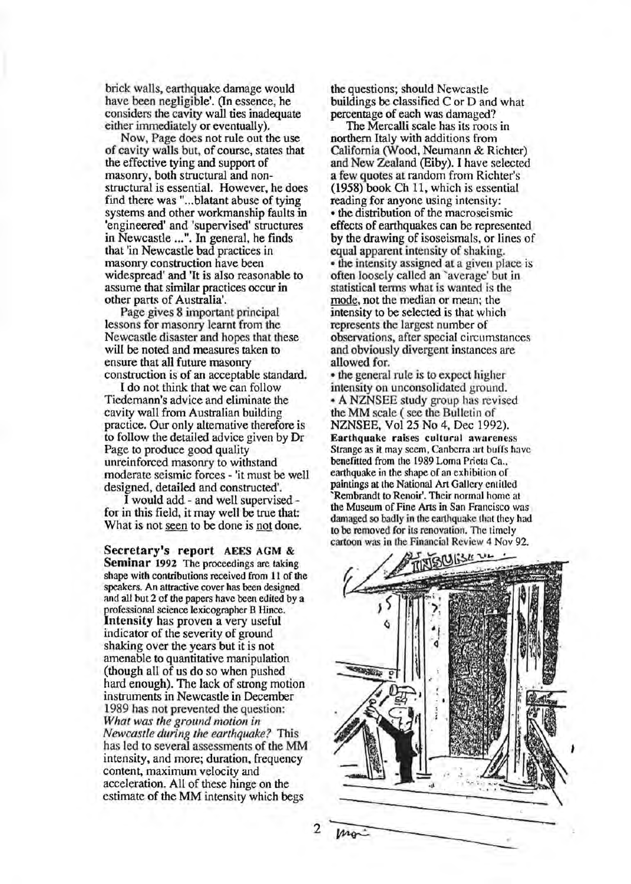brick walls, earthquake damage would have been negligible'. (In essence, he considers the cavity wall ties inadequate either immediately or eventually).

Now, Page does not rule out the use of cavity walls but, of course, states that the effective tying and support of masonry, both structural and non-structural is essential. However, he does find there was "...blatant abuse of tying systems and other workmanship faults in 'engineered' and 'supervised' structures in Newcastle ...". In general, he finds that 'in Newcastle bad practices in masonry construction have been widespread' and 'It is also reasonable to assume that similar practices occur in other parts of Australia'.

Page gives 8 important principal lessons for masonry learnt from the Newcastle disaster and hopes that these will be noted and measures taken to ensure that all future masonry construction is of an acceptable standard.

I do not think that we can follow Tiedemann's advice and eliminate the cavity wall from Australian building practice. Our only alternative therefore is to follow the detailed advice given by Dr Page to produce good quality unreinforced masonry to withstand moderate seismic forces - 'it must be well designed, detailed and constructed'.

I would add - and well supervised - for in this field, it may well be true that: What is not seen to be done is not done.

**Secretary's report** AEES AGM & **Seminar** 1992 The proceedings are taking shape with contributions received from 11 of the speakers. An attractive cover has been designed and all but 2 of the papers have been edited by a professional science lexicographer B Hince.

**Intensity** has proven a very useful indicator of the severity of ground shaking over the years but it is not amenable to quantitative manipulation (though all of us do so when pushed hard enough). The lack of strong motion instruments in Newcastle in December 1989 has not prevented the question: *What was the ground motion in Newcastle during the earthquake?* This has led to several assessments of the MM intensity, and more; duration, frequency content, maximum velocity and acceleration. All of these hinge on the estimate of the MM intensity which begs the questions; should Newcastle buildings be classified C or D and what percentage of each was damaged?

The Mercalli scale has its roots in northern Italy with additions from California (Wood, Neumann & Richter) and New Zealand (Eiby). I have selected a few quotes at random from Richter's (1958) book Ch 11, which is essential reading for anyone using intensity:

- the distribution of the macroseismic effects of earthquakes can be represented by the drawing of isoseismals, or lines of equal apparent intensity of shaking.
- the intensity assigned at a given place is often loosely called an 'average' but in statistical terms what is wanted is the mode, not the median or mean; the intensity to be selected is that which represents the largest number of observations, after special circumstances and obviously divergent instances are allowed for.
- the general rule is to expect higher intensity on unconsolidated ground.
- A NZNSEE study group has revised the MM scale ( see the Bulletin of NZNSEE, Vol 25 No 4, Dec 1992).

**Earthquake raises cultural awareness** Strange as it may seem, Canberra art buffs have benefitted from the 1989 Loma Prieta Ca., earthquake in the shape of an exhibition of paintings at the National Art Gallery entitled 'Rembrandt to Renoir'. Their normal home at the Museum of Fine Arts in San Francisco was damaged so badly in the earthquake that they had to be removed for its renovation. The timely cartoon was in the Financial Review 4 Nov 92.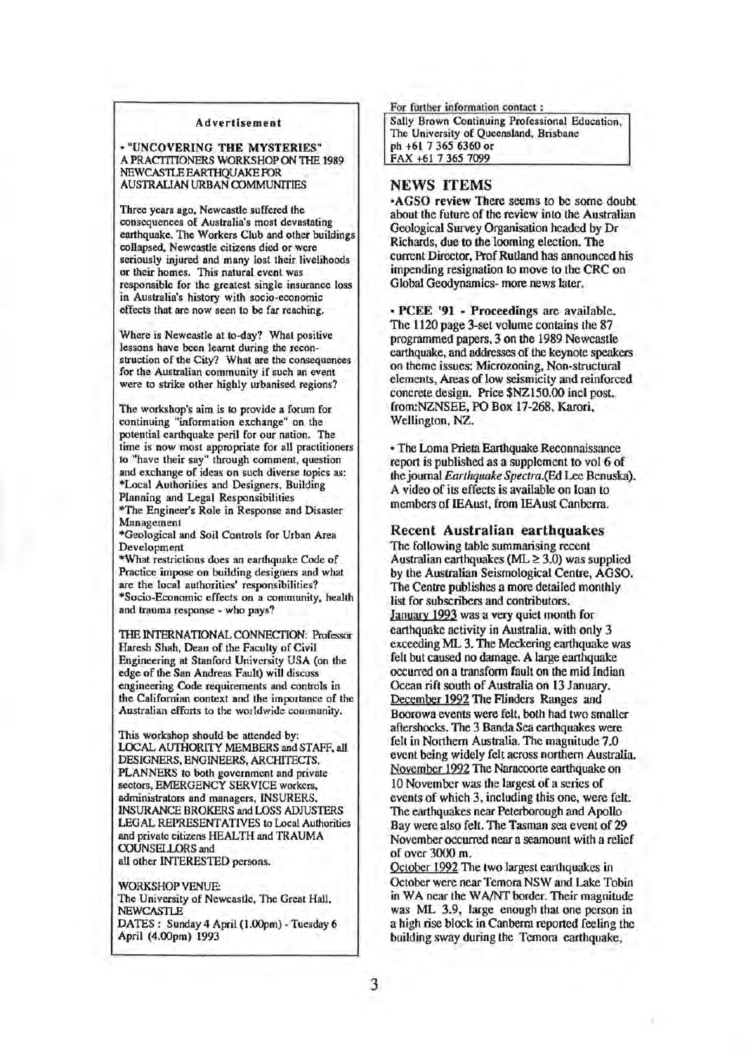**Advertisement**

• "UNCOVERING THE MYSTERIES"
A PRACTITIONERS WORKSHOP ON THE 1989 NEWCASTLE EARTHQUAKE FOR AUSTRALIAN URBAN COMMUNITIES

Three years ago, Newcastle suffered the consequences of Australia's most devastating earthquake. The Workers Club and other buildings collapsed, Newcastle citizens died or were seriously injured and many lost their livelihoods or their homes. This natural event was responsible for the greatest single insurance loss in Australia's history with socio-economic effects that are now seen to be far reaching.

Where is Newcastle at to-day? What positive lessons have been learnt during the reconstruction of the City? What are the consequences for the Australian community if such an event were to strike other highly urbanised regions?

The workshop's aim is to provide a forum for continuing "information exchange" on the potential earthquake peril for our nation. The time is now most appropriate for all practitioners to "have their say" through comment, question and exchange of ideas on such diverse topics as:
*Local Authorities and Designers, Building Planning and Legal Responsibilities
*The Engineer's Role in Response and Disaster Management
*Geological and Soil Controls for Urban Area Development
*What restrictions does an earthquake Code of Practice impose on building designers and what are the local authorities' responsibilities?
*Socio-Economic effects on a community, health and trauma response - who pays?

THE INTERNATIONAL CONNECTION: Professor Haresh Shah, Dean of the Faculty of Civil Engineering at Stanford University USA (on the edge of the San Andreas Fault) will discuss engineering Code requirements and controls in the Californian context and the importance of the Australian efforts to the worldwide community.

This workshop should be attended by:
LOCAL AUTHORITY MEMBERS and STAFF, all DESIGNERS, ENGINEERS, ARCHITECTS, PLANNERS to both government and private sectors, EMERGENCY SERVICE workers, administrators and managers, INSURERS, INSURANCE BROKERS and LOSS ADJUSTERS LEGAL REPRESENTATIVES to Local Authorities and private citizens HEALTH and TRAUMA COUNSELLORS and all other INTERESTED persons.

WORKSHOP VENUE:
The University of Newcastle, The Great Hall, NEWCASTLE
DATES : Sunday 4 April (1.00pm) - Tuesday 6 April (4.00pm) 1993

For further information contact :
Sally Brown Continuing Professional Education, The University of Queensland, Brisbane
ph +61 7 365 6360 or
FAX +61 7 365 7099

## NEWS ITEMS

•**AGSO review** There seems to be some doubt about the future of the review into the Australian Geological Survey Organisation headed by Dr Richards, due to the looming election. The current Director, Prof Rutland has announced his impending resignation to move to the CRC on Global Geodynamics- more news later.

• **PCEE '91 - Proceedings** are available. The 1120 page 3-set volume contains the 87 programmed papers, 3 on the 1989 Newcastle earthquake, and addresses of the keynote speakers on theme issues: Microzoning, Non-structural elements, Areas of low seismicity and reinforced concrete design. Price $NZ150.00 incl post. from:NZNSEE, PO Box 17-268, Karori, Wellington, NZ.

• The Loma Prieta Earthquake Reconnaissance report is published as a supplement to vol 6 of the journal *Earthquake Spectra*.(Ed Lee Benuska). A video of its effects is available on loan to members of IEAust, from IEAust Canberra.

### Recent Australian earthquakes

The following table summarising recent Australian earthquakes (ML ≥ 3.0) was supplied by the Australian Seismological Centre, AGSO. The Centre publishes a more detailed monthly list for subscribers and contributors.

January 1993 was a very quiet month for earthquake activity in Australia, with only 3 exceeding ML 3. The Meckering earthquake was felt but caused no damage. A large earthquake occurred on a transform fault on the mid Indian Ocean rift south of Australia on 13 January.

December 1992 The Flinders Ranges and Boorowa events were felt, both had two smaller aftershocks. The 3 Banda Sea earthquakes were felt in Northern Australia. The magnitude 7.0 event being widely felt across northern Australia.

November 1992 The Naracoorte earthquake on 10 November was the largest of a series of events of which 3, including this one, were felt. The earthquakes near Peterborough and Apollo Bay were also felt. The Tasman sea event of 29 November occurred near a seamount with a relief of over 3000 m.

October 1992 The two largest earthquakes in October were near Temora NSW and Lake Tobin in WA near the WA/NT border. Their magnitude was ML 3.9, large enough that one person in a high rise block in Canberra reported feeling the building sway during the Temora earthquake,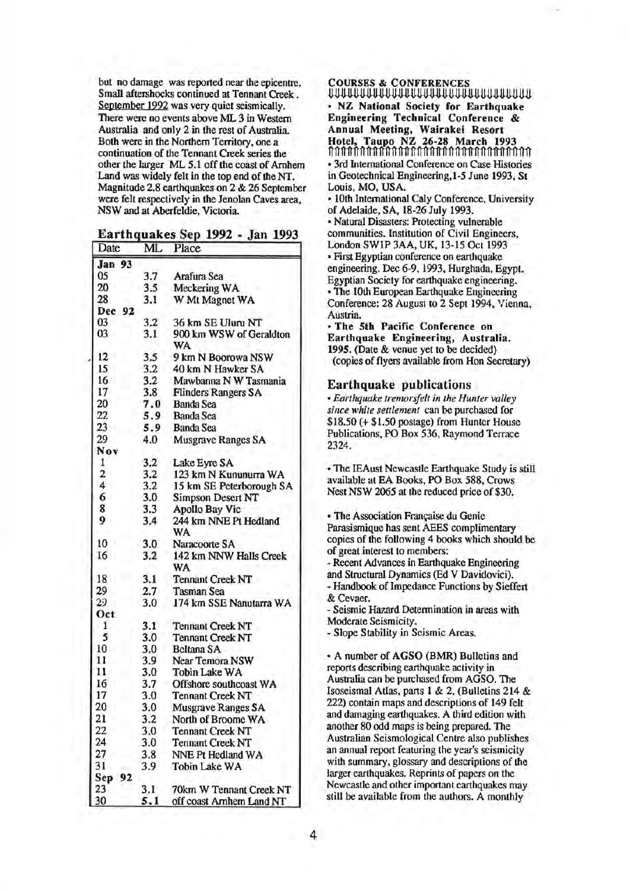but no damage was reported near the epicentre. Small aftershocks continued at Tennant Creek. September 1992 was very quiet seismically. There were no events above ML 3 in Western Australia and only 2 in the rest of Australia. Both were in the Northern Territory, one a continuation of the Tennant Creek series the other the larger ML 5.1 off the coast of Arnhem Land was widely felt in the top end of the NT. Magnitude 2.8 earthquakes on 2 & 26 September were felt respectively in the Jenolan Caves area, NSW and at Aberfeldie, Victoria.

## Earthquakes Sep 1992 - Jan 1993

| Date | ML | Place |
|---|---|---|
| **Jan 93** | | |
| 05 | 3.7 | Arafura Sea |
| 20 | 3.5 | Meckering WA |
| 28 | 3.1 | W Mt Magnet WA |
| **Dec 92** | | |
| 03 | 3.2 | 36 km SE Uluru NT |
| 03 | 3.1 | 900 km WSW of Geraldton WA |
| 12 | 3.5 | 9 km N Boorowa NSW |
| 15 | 3.2 | 40 km N Hawker SA |
| 16 | 3.2 | Mawbanna N W Tasmania |
| 17 | 3.8 | Flinders Rangers SA |
| 20 | **7.0** | Banda Sea |
| 22 | **5.9** | Banda Sea |
| 23 | **5.9** | Banda Sea |
| 29 | 4.0 | Musgrave Ranges SA |
| **Nov** | | |
| 1 | 3.2 | Lake Eyre SA |
| 2 | 3.2 | 123 km N Kununurra WA |
| 4 | 3.2 | 15 km SE Peterborough SA |
| 6 | 3.0 | Simpson Desert NT |
| 8 | 3.3 | Apollo Bay Vic |
| 9 | 3.4 | 244 km NNE Pt Hedland WA |
| 10 | 3.0 | Naracoorte SA |
| 16 | 3.2 | 142 km NNW Halls Creek WA |
| 18 | 3.1 | Tennant Creek NT |
| 29 | 2.7 | Tasman Sea |
| 29 | 3.0 | 174 km SSE Nanutarra WA |
| **Oct** | | |
| 1 | 3.1 | Tennant Creek NT |
| 5 | 3.0 | Tennant Creek NT |
| 10 | 3.0 | Beltana SA |
| 11 | 3.9 | Near Temora NSW |
| 11 | 3.0 | Tobin Lake WA |
| 16 | 3.7 | Offshore southcoast WA |
| 17 | 3.0 | Tennant Creek NT |
| 20 | 3.0 | Musgrave Ranges SA |
| 21 | 3.2 | North of Broome WA |
| 22 | 3.0 | Tennant Creek NT |
| 24 | 3.0 | Tennant Creek NT |
| 27 | 3.8 | NNE Pt Hedland WA |
| 31 | 3.9 | Tobin Lake WA |
| **Sep 92** | | |
| 23 | 3.1 | 70km W Tennant Creek NT |
| 30 | **5.1** | off coast Arnhem Land NT |

## COURSES & CONFERENCES

- **NZ National Society for Earthquake Engineering Technical Conference & Annual Meeting, Wairakei Resort Hotel, Taupo NZ 26-28 March 1993**
- 3rd International Conference on Case Histories in Geotechnical Engineering, 1-5 June 1993, St Louis, MO, USA.
- 10th International Caly Conference, University of Adelaide, SA, 18-26 July 1993.
- Natural Disasters: Protecting vulnerable communities. Institution of Civil Engineers, London SW1P 3AA, UK, 13-15 Oct 1993
- First Egyptian conference on earthquake engineering. Dec 6-9, 1993, Hurghada, Egypt. Egyptian Society for earthquake engineering.
- The 10th European Earthquake Engineering Conference: 28 August to 2 Sept 1994, Vienna, Austria.
- **The 5th Pacific Conference on Earthquake Engineering, Australia. 1995.** (Date & venue yet to be decided) (copies of flyers available from Hon Secretary)

## Earthquake publications

- *Earthquake tremorsfelt in the Hunter valley since white settlement* can be purchased for $18.50 (+ $1.50 postage) from Hunter House Publications, PO Box 536, Raymond Terrace 2324.

- The IEAust Newcastle Earthquake Study is still available at EA Books, PO Box 588, Crows Nest NSW 2065 at the reduced price of $30.

- The Association Française du Genie Parasismique has sent AEES complimentary copies of the following 4 books which should be of great interest to members:
  - Recent Advances in Earthquake Engineering and Structural Dynamics (Ed V Davidovici).
  - Handbook of Impedance Functions by Sieffert & Cevaer.
  - Seismic Hazard Determination in areas with Moderate Seismicity.
  - Slope Stability in Seismic Areas.

- A number of AGSO (BMR) Bulletins and reports describing earthquake activity in Australia can be purchased from AGSO. The Isoseismal Atlas, parts 1 & 2, (Bulletins 214 & 222) contain maps and descriptions of 149 felt and damaging earthquakes. A third edition with another 80 odd maps is being prepared. The Australian Seismological Centre also publishes an annual report featuring the year's seismicity with summary, glossary and descriptions of the larger earthquakes. Reprints of papers on the Newcastle and other important earthquakes may still be available from the authors. A monthly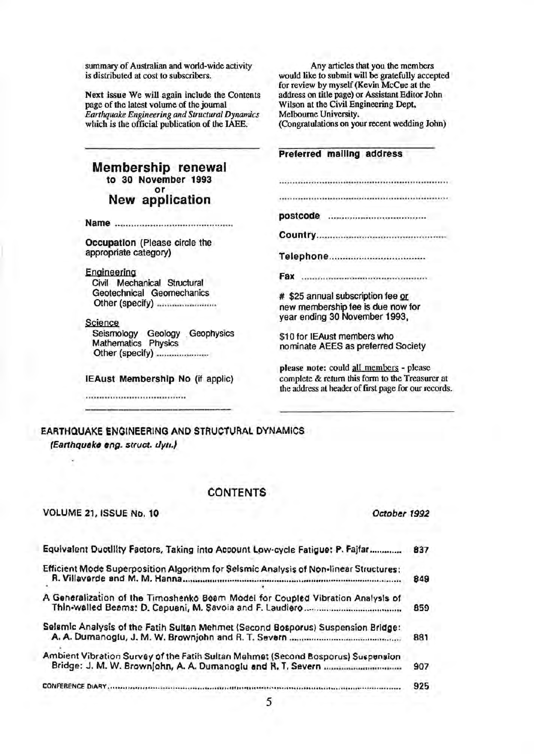summary of Australian and world-wide activity is distributed at cost to subscribers.

Next issue We will again include the Contents page of the latest volume of the journal *Earthquake Engineering and Structural Dynamics* which is the official publication of the IAEE.

Any articles that you the members would like to submit will be gratefully accepted for review by myself (Kevin McCue at the address on title page) or Assistant Editor John Wilson at the Civil Engineering Dept, Melbourne University.
(Congratulations on your recent wedding John)

## Membership renewal
### to 30 November 1993
### or
## New application

**Name** ...........................................

**Occupation** (Please circle the appropriate category)

Engineering
Civil Mechanical Structural
Geotechnical Geomechanics
Other (specify) ......................

Science
Seismology Geology Geophysics
Mathematics Physics
Other (specify) ....................

**IEAust Membership No** (if applic)

.....................................

**Preferred mailing address**

...............................................................

...............................................................

**postcode** ...................................

**Country**...............................................

**Telephone**..................................

**Fax** ..............................................

\# $25 annual subscription fee or new membership fee is due now for year ending 30 November 1993,

$10 for IEAust members who nominate AEES as preferred Society

**please note:** could all members - please complete & return this form to the Treasurer at the address at header of first page for our records.

**EARTHQUAKE ENGINEERING AND STRUCTURAL DYNAMICS**
*(Earthquake eng. struct. dyn.)*

### CONTENTS

**VOLUME 21, ISSUE No. 10** *October 1992*

| | |
|---|---|
| Equivalent Ductility Factors, Taking into Account Low-cycle Fatigue: P. Fajfar............ | 837 |
| Efficient Mode Superposition Algorithm for Seismic Analysis of Non-linear Structures: R. Villaverde and M. M. Hanna........................................ | 849 |
| A Generalization of the Timoshenko Beam Model for Coupled Vibration Analysis of Thin-walled Beams: D. Capuani, M. Savoia and F. Laudiero.................................. | 859 |
| Seismic Analysis of the Fatih Sultan Mehmet (Second Bosporus) Suspension Bridge: A. A. Dumanoglu, J. M. W. Brownjohn and R. T. Severn ........................................ | 881 |
| Ambient Vibration Survey of the Fatih Sultan Mehmet (Second Bosporus) Suspension Bridge: J. M. W. Brownjohn, A. A. Dumanoglu and R. T. Severn ............................ | 907 |
| CONFERENCE DIARY.................................................................................................. | 925 |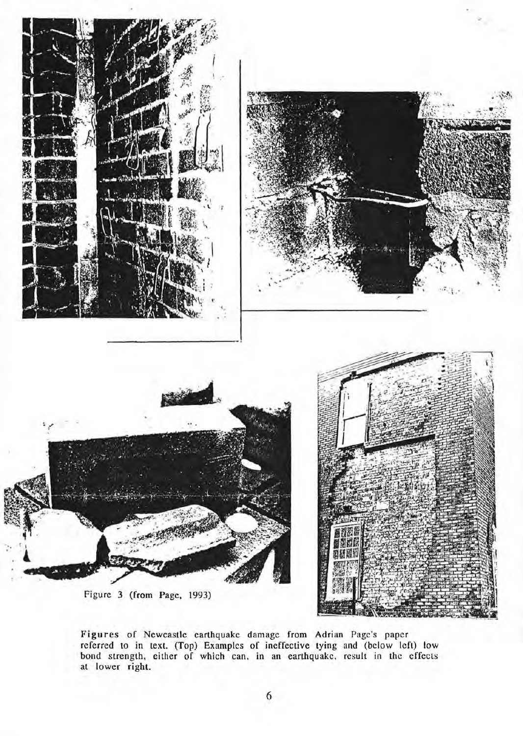Figure 3 (from Page, 1993)

**Figures** of Newcastle earthquake damage from Adrian Page's paper referred to in text. (Top) Examples of ineffective tying and (below left) low bond strength, either of which can, in an earthquake, result in the effects at lower right.